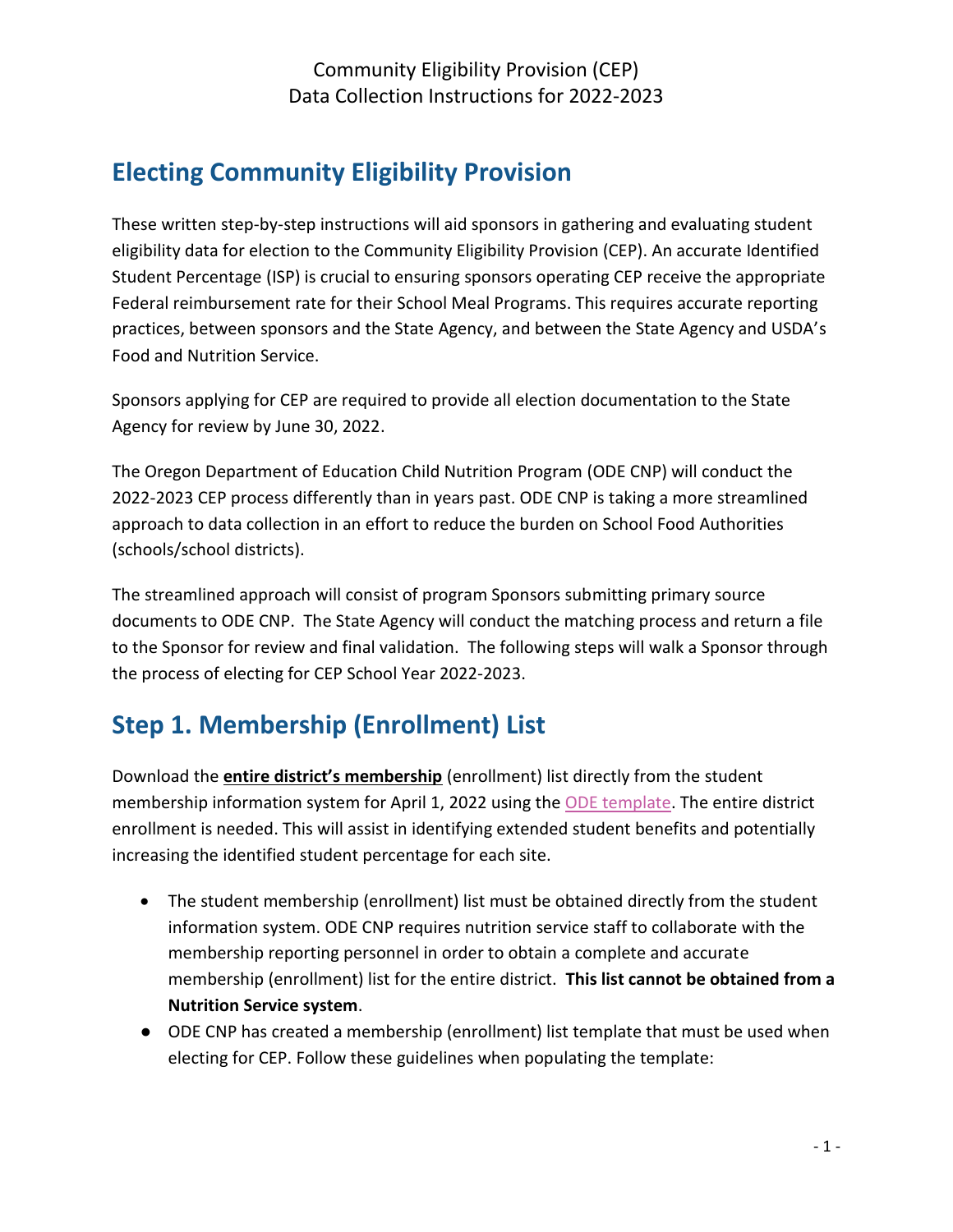Community Eligibility Provision (CEP)
Data Collection Instructions for 2022-2023

# Electing Community Eligibility Provision

These written step-by-step instructions will aid sponsors in gathering and evaluating student eligibility data for election to the Community Eligibility Provision (CEP). An accurate Identified Student Percentage (ISP) is crucial to ensuring sponsors operating CEP receive the appropriate Federal reimbursement rate for their School Meal Programs. This requires accurate reporting practices, between sponsors and the State Agency, and between the State Agency and USDA's Food and Nutrition Service.

Sponsors applying for CEP are required to provide all election documentation to the State Agency for review by June 30, 2022.

The Oregon Department of Education Child Nutrition Program (ODE CNP) will conduct the 2022-2023 CEP process differently than in years past. ODE CNP is taking a more streamlined approach to data collection in an effort to reduce the burden on School Food Authorities (schools/school districts).

The streamlined approach will consist of program Sponsors submitting primary source documents to ODE CNP. The State Agency will conduct the matching process and return a file to the Sponsor for review and final validation. The following steps will walk a Sponsor through the process of electing for CEP School Year 2022-2023.

# Step 1. Membership (Enrollment) List

Download the **entire district's membership** (enrollment) list directly from the student membership information system for April 1, 2022 using the ODE template. The entire district enrollment is needed. This will assist in identifying extended student benefits and potentially increasing the identified student percentage for each site.

- The student membership (enrollment) list must be obtained directly from the student information system. ODE CNP requires nutrition service staff to collaborate with the membership reporting personnel in order to obtain a complete and accurate membership (enrollment) list for the entire district. **This list cannot be obtained from a Nutrition Service system**.
- ODE CNP has created a membership (enrollment) list template that must be used when electing for CEP. Follow these guidelines when populating the template: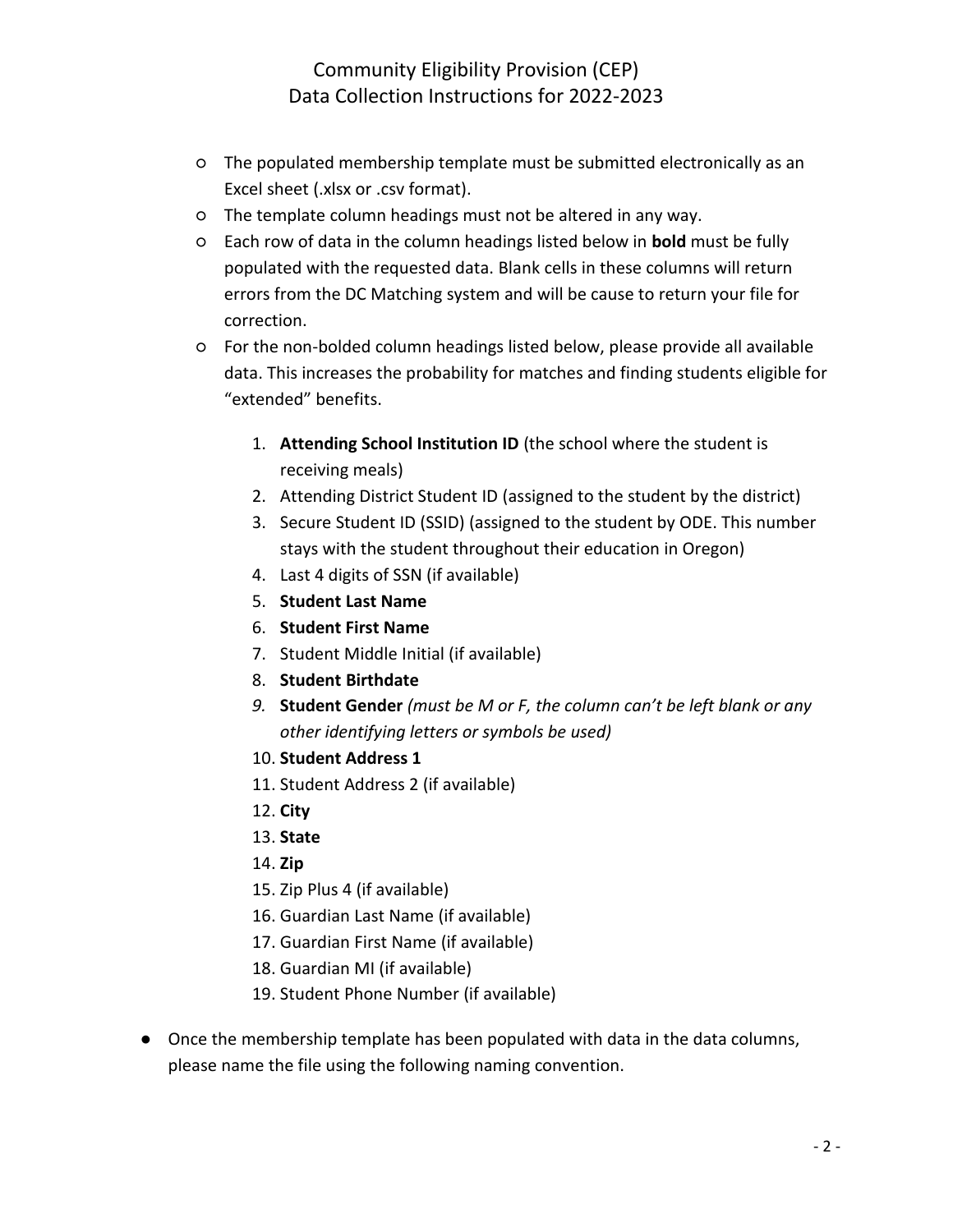- The populated membership template must be submitted electronically as an Excel sheet (.xlsx or .csv format).
- The template column headings must not be altered in any way.
- Each row of data in the column headings listed below in **bold** must be fully populated with the requested data. Blank cells in these columns will return errors from the DC Matching system and will be cause to return your file for correction.
- For the non-bolded column headings listed below, please provide all available data. This increases the probability for matches and finding students eligible for "extended" benefits.

  1. **Attending School Institution ID** (the school where the student is receiving meals)
  2. Attending District Student ID (assigned to the student by the district)
  3. Secure Student ID (SSID) (assigned to the student by ODE. This number stays with the student throughout their education in Oregon)
  4. Last 4 digits of SSN (if available)
  5. **Student Last Name**
  6. **Student First Name**
  7. Student Middle Initial (if available)
  8. **Student Birthdate**
  9. **Student Gender** *(must be M or F, the column can't be left blank or any other identifying letters or symbols be used)*
  10. **Student Address 1**
  11. Student Address 2 (if available)
  12. **City**
  13. **State**
  14. **Zip**
  15. Zip Plus 4 (if available)
  16. Guardian Last Name (if available)
  17. Guardian First Name (if available)
  18. Guardian MI (if available)
  19. Student Phone Number (if available)

- Once the membership template has been populated with data in the data columns, please name the file using the following naming convention.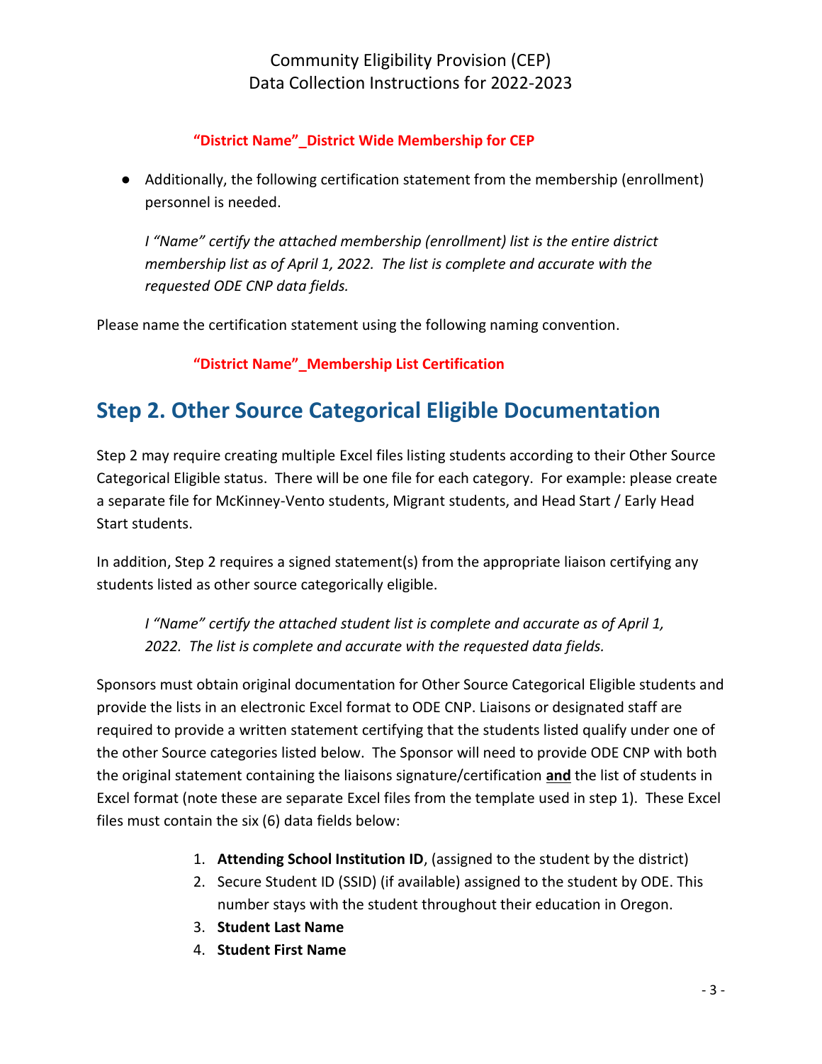**"District Name"_District Wide Membership for CEP**

- Additionally, the following certification statement from the membership (enrollment) personnel is needed.

  *I "Name" certify the attached membership (enrollment) list is the entire district membership list as of April 1, 2022. The list is complete and accurate with the requested ODE CNP data fields.*

Please name the certification statement using the following naming convention.

**"District Name"_Membership List Certification**

## Step 2. Other Source Categorical Eligible Documentation

Step 2 may require creating multiple Excel files listing students according to their Other Source Categorical Eligible status. There will be one file for each category. For example: please create a separate file for McKinney-Vento students, Migrant students, and Head Start / Early Head Start students.

In addition, Step 2 requires a signed statement(s) from the appropriate liaison certifying any students listed as other source categorically eligible.

*I "Name" certify the attached student list is complete and accurate as of April 1, 2022. The list is complete and accurate with the requested data fields.*

Sponsors must obtain original documentation for Other Source Categorical Eligible students and provide the lists in an electronic Excel format to ODE CNP. Liaisons or designated staff are required to provide a written statement certifying that the students listed qualify under one of the other Source categories listed below. The Sponsor will need to provide ODE CNP with both the original statement containing the liaisons signature/certification **and** the list of students in Excel format (note these are separate Excel files from the template used in step 1). These Excel files must contain the six (6) data fields below:

1. **Attending School Institution ID**, (assigned to the student by the district)
2. Secure Student ID (SSID) (if available) assigned to the student by ODE. This number stays with the student throughout their education in Oregon.
3. **Student Last Name**
4. **Student First Name**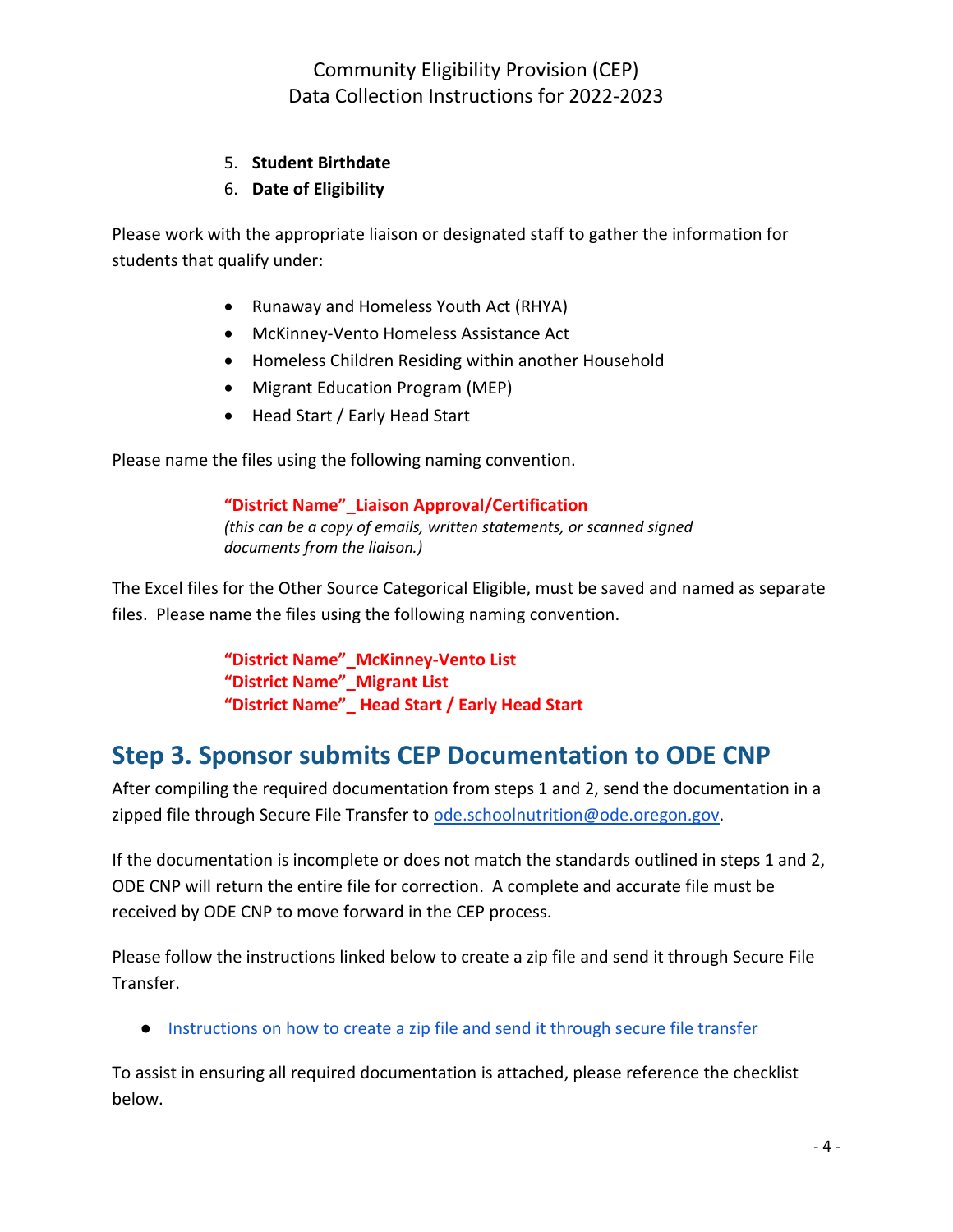5. **Student Birthdate**
6. **Date of Eligibility**

Please work with the appropriate liaison or designated staff to gather the information for students that qualify under:

- Runaway and Homeless Youth Act (RHYA)
- McKinney-Vento Homeless Assistance Act
- Homeless Children Residing within another Household
- Migrant Education Program (MEP)
- Head Start / Early Head Start

Please name the files using the following naming convention.

> **"District Name"_Liaison Approval/Certification**
> *(this can be a copy of emails, written statements, or scanned signed documents from the liaison.)*

The Excel files for the Other Source Categorical Eligible, must be saved and named as separate files. Please name the files using the following naming convention.

> **"District Name"_McKinney-Vento List**
> **"District Name"_Migrant List**
> **"District Name"_ Head Start / Early Head Start**

## Step 3. Sponsor submits CEP Documentation to ODE CNP

After compiling the required documentation from steps 1 and 2, send the documentation in a zipped file through Secure File Transfer to [ode.schoolnutrition@ode.oregon.gov](mailto:ode.schoolnutrition@ode.oregon.gov).

If the documentation is incomplete or does not match the standards outlined in steps 1 and 2, ODE CNP will return the entire file for correction. A complete and accurate file must be received by ODE CNP to move forward in the CEP process.

Please follow the instructions linked below to create a zip file and send it through Secure File Transfer.

- Instructions on how to create a zip file and send it through secure file transfer

To assist in ensuring all required documentation is attached, please reference the checklist below.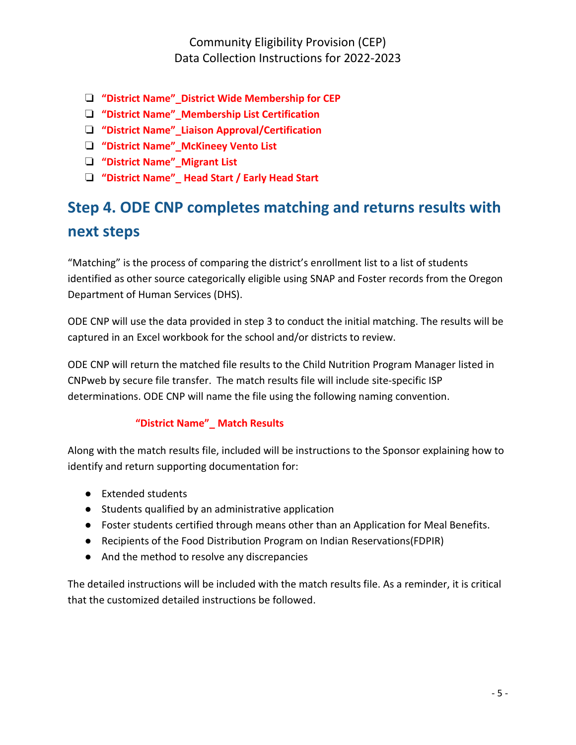- ❑ **"District Name"_District Wide Membership for CEP**
- ❑ **"District Name"_Membership List Certification**
- ❑ **"District Name"_Liaison Approval/Certification**
- ❑ **"District Name"_McKineey Vento List**
- ❑ **"District Name"_Migrant List**
- ❑ **"District Name"_ Head Start / Early Head Start**

## Step 4. ODE CNP completes matching and returns results with next steps

"Matching" is the process of comparing the district's enrollment list to a list of students identified as other source categorically eligible using SNAP and Foster records from the Oregon Department of Human Services (DHS).

ODE CNP will use the data provided in step 3 to conduct the initial matching. The results will be captured in an Excel workbook for the school and/or districts to review.

ODE CNP will return the matched file results to the Child Nutrition Program Manager listed in CNPweb by secure file transfer. The match results file will include site-specific ISP determinations. ODE CNP will name the file using the following naming convention.

**"District Name"_ Match Results**

Along with the match results file, included will be instructions to the Sponsor explaining how to identify and return supporting documentation for:

- Extended students
- Students qualified by an administrative application
- Foster students certified through means other than an Application for Meal Benefits.
- Recipients of the Food Distribution Program on Indian Reservations(FDPIR)
- And the method to resolve any discrepancies

The detailed instructions will be included with the match results file. As a reminder, it is critical that the customized detailed instructions be followed.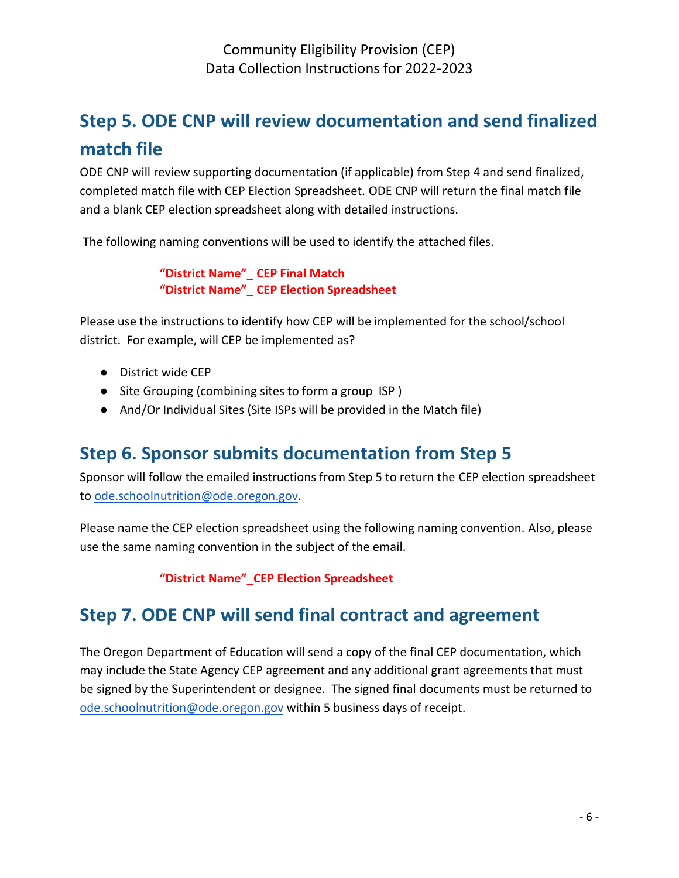## Step 5. ODE CNP will review documentation and send finalized match file

ODE CNP will review supporting documentation (if applicable) from Step 4 and send finalized, completed match file with CEP Election Spreadsheet. ODE CNP will return the final match file and a blank CEP election spreadsheet along with detailed instructions.

The following naming conventions will be used to identify the attached files.

**"District Name"_ CEP Final Match**
**"District Name"_ CEP Election Spreadsheet**

Please use the instructions to identify how CEP will be implemented for the school/school district. For example, will CEP be implemented as?

- District wide CEP
- Site Grouping (combining sites to form a group ISP )
- And/Or Individual Sites (Site ISPs will be provided in the Match file)

## Step 6. Sponsor submits documentation from Step 5

Sponsor will follow the emailed instructions from Step 5 to return the CEP election spreadsheet to ode.schoolnutrition@ode.oregon.gov.

Please name the CEP election spreadsheet using the following naming convention. Also, please use the same naming convention in the subject of the email.

**"District Name"_CEP Election Spreadsheet**

## Step 7. ODE CNP will send final contract and agreement

The Oregon Department of Education will send a copy of the final CEP documentation, which may include the State Agency CEP agreement and any additional grant agreements that must be signed by the Superintendent or designee. The signed final documents must be returned to ode.schoolnutrition@ode.oregon.gov within 5 business days of receipt.